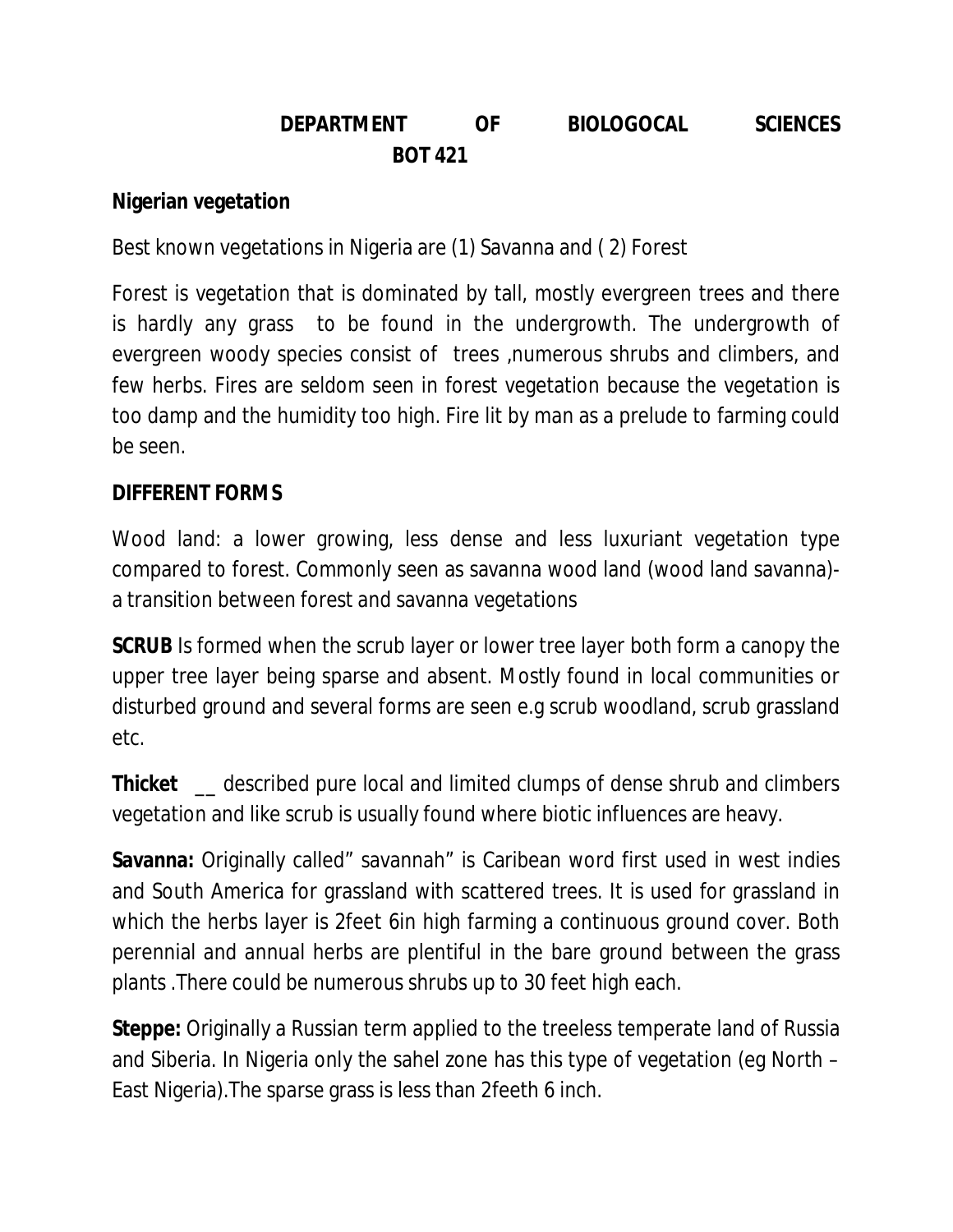# DEPARTMENT OF BIOLOGOCAL SCIENCES
## BOT 421

**Nigerian vegetation**

Best known vegetations in Nigeria are (1) Savanna and ( 2) Forest

Forest is vegetation that is dominated by tall, mostly evergreen trees and there is hardly any grass to be found in the undergrowth. The undergrowth of evergreen woody species consist of trees ,numerous shrubs and climbers, and few herbs. Fires are seldom seen in forest vegetation because the vegetation is too damp and the humidity too high. Fire lit by man as a prelude to farming could be seen.

**DIFFERENT FORMS**

Wood land: a lower growing, less dense and less luxuriant vegetation type compared to forest. Commonly seen as savanna wood land (wood land savanna)- a transition between forest and savanna vegetations

**SCRUB** Is formed when the scrub layer or lower tree layer both form a canopy the upper tree layer being sparse and absent. Mostly found in local communities or disturbed ground and several forms are seen e.g scrub woodland, scrub grassland etc.

**Thicket** __ described pure local and limited clumps of dense shrub and climbers vegetation and like scrub is usually found where biotic influences are heavy.

**Savanna:** Originally called" savannah" is Caribean word first used in west indies and South America for grassland with scattered trees. It is used for grassland in which the herbs layer is 2feet 6in high farming a continuous ground cover. Both perennial and annual herbs are plentiful in the bare ground between the grass plants .There could be numerous shrubs up to 30 feet high each.

**Steppe:** Originally a Russian term applied to the treeless temperate land of Russia and Siberia. In Nigeria only the sahel zone has this type of vegetation (eg North – East Nigeria).The sparse grass is less than 2feeth 6 inch.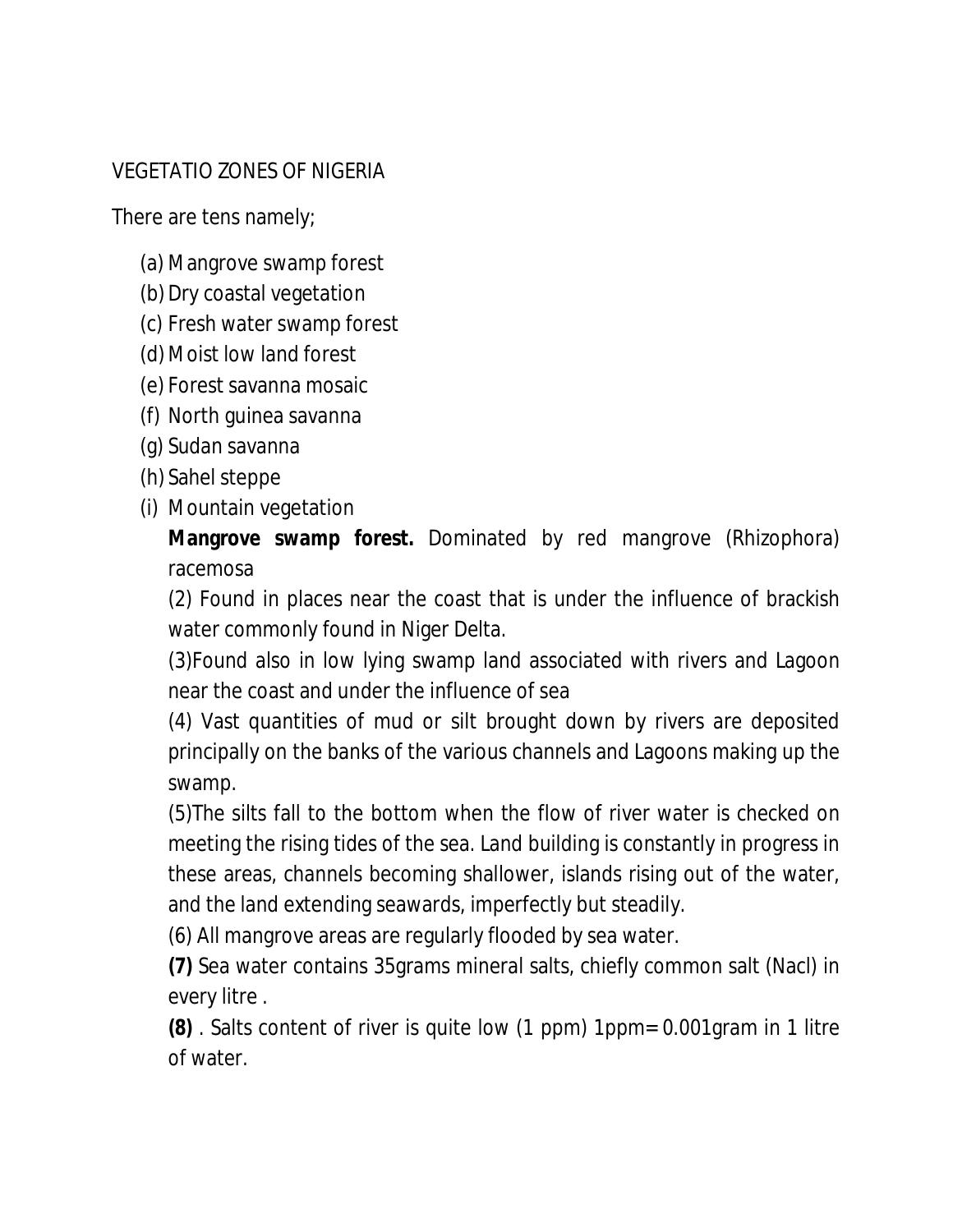VEGETATIO ZONES OF NIGERIA

There are tens namely;

(a) Mangrove swamp forest
(b) Dry coastal vegetation
(c) Fresh water swamp forest
(d) Moist low land forest
(e) Forest savanna mosaic
(f) North guinea savanna
(g) Sudan savanna
(h) Sahel steppe
(i) Mountain vegetation

**Mangrove swamp forest.** Dominated by red mangrove (Rhizophora) racemosa

(2) Found in places near the coast that is under the influence of brackish water commonly found in Niger Delta.

(3)Found also in low lying swamp land associated with rivers and Lagoon near the coast and under the influence of sea

(4) Vast quantities of mud or silt brought down by rivers are deposited principally on the banks of the various channels and Lagoons making up the swamp.

(5)The silts fall to the bottom when the flow of river water is checked on meeting the rising tides of the sea. Land building is constantly in progress in these areas, channels becoming shallower, islands rising out of the water, and the land extending seawards, imperfectly but steadily.

(6) All mangrove areas are regularly flooded by sea water.

**(7)** Sea water contains 35grams mineral salts, chiefly common salt (Nacl) in every litre .

**(8)** . Salts content of river is quite low (1 ppm) 1ppm= 0.001gram in 1 litre of water.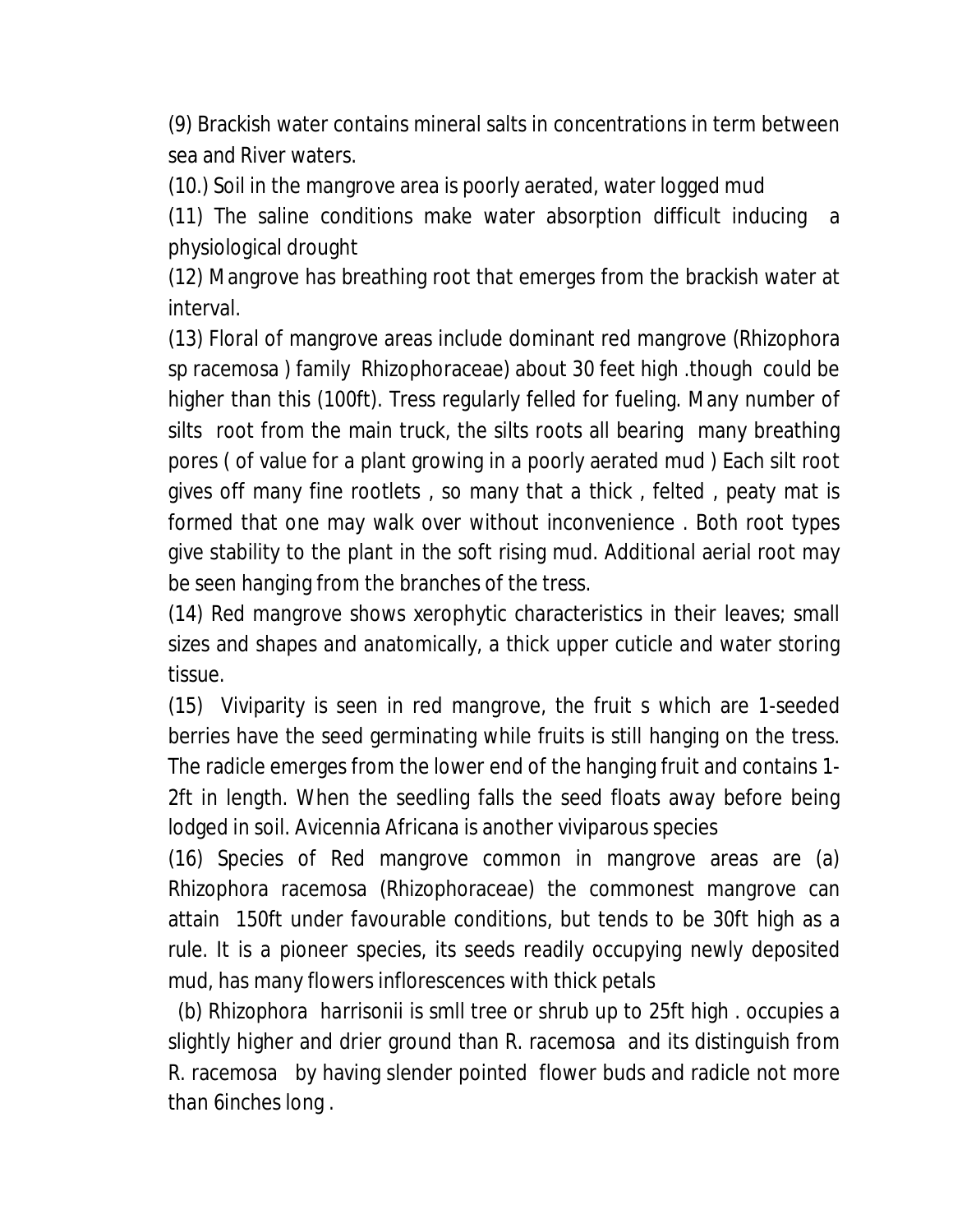(9) Brackish water contains mineral salts in concentrations in term between sea and River waters.

(10.) Soil in the mangrove area is poorly aerated, water logged mud

(11) The saline conditions make water absorption difficult inducing a physiological drought

(12) Mangrove has breathing root that emerges from the brackish water at interval.

(13) Floral of mangrove areas include dominant red mangrove (Rhizophora sp racemosa ) family Rhizophoraceae) about 30 feet high .though could be higher than this (100ft). Tress regularly felled for fueling. Many number of silts root from the main truck, the silts roots all bearing many breathing pores ( of value for a plant growing in a poorly aerated mud ) Each silt root gives off many fine rootlets , so many that a thick , felted , peaty mat is formed that one may walk over without inconvenience . Both root types give stability to the plant in the soft rising mud. Additional aerial root may be seen hanging from the branches of the tress.

(14) Red mangrove shows xerophytic characteristics in their leaves; small sizes and shapes and anatomically, a thick upper cuticle and water storing tissue.

(15) Viviparity is seen in red mangrove, the fruit s which are 1-seeded berries have the seed germinating while fruits is still hanging on the tress. The radicle emerges from the lower end of the hanging fruit and contains 1-2ft in length. When the seedling falls the seed floats away before being lodged in soil. Avicennia Africana is another viviparous species

(16) Species of Red mangrove common in mangrove areas are (a) Rhizophora racemosa (Rhizophoraceae) the commonest mangrove can attain 150ft under favourable conditions, but tends to be 30ft high as a rule. It is a pioneer species, its seeds readily occupying newly deposited mud, has many flowers inflorescences with thick petals

(b) Rhizophora harrisonii is smll tree or shrub up to 25ft high . occupies a slightly higher and drier ground than R. racemosa and its distinguish from R. racemosa by having slender pointed flower buds and radicle not more than 6inches long .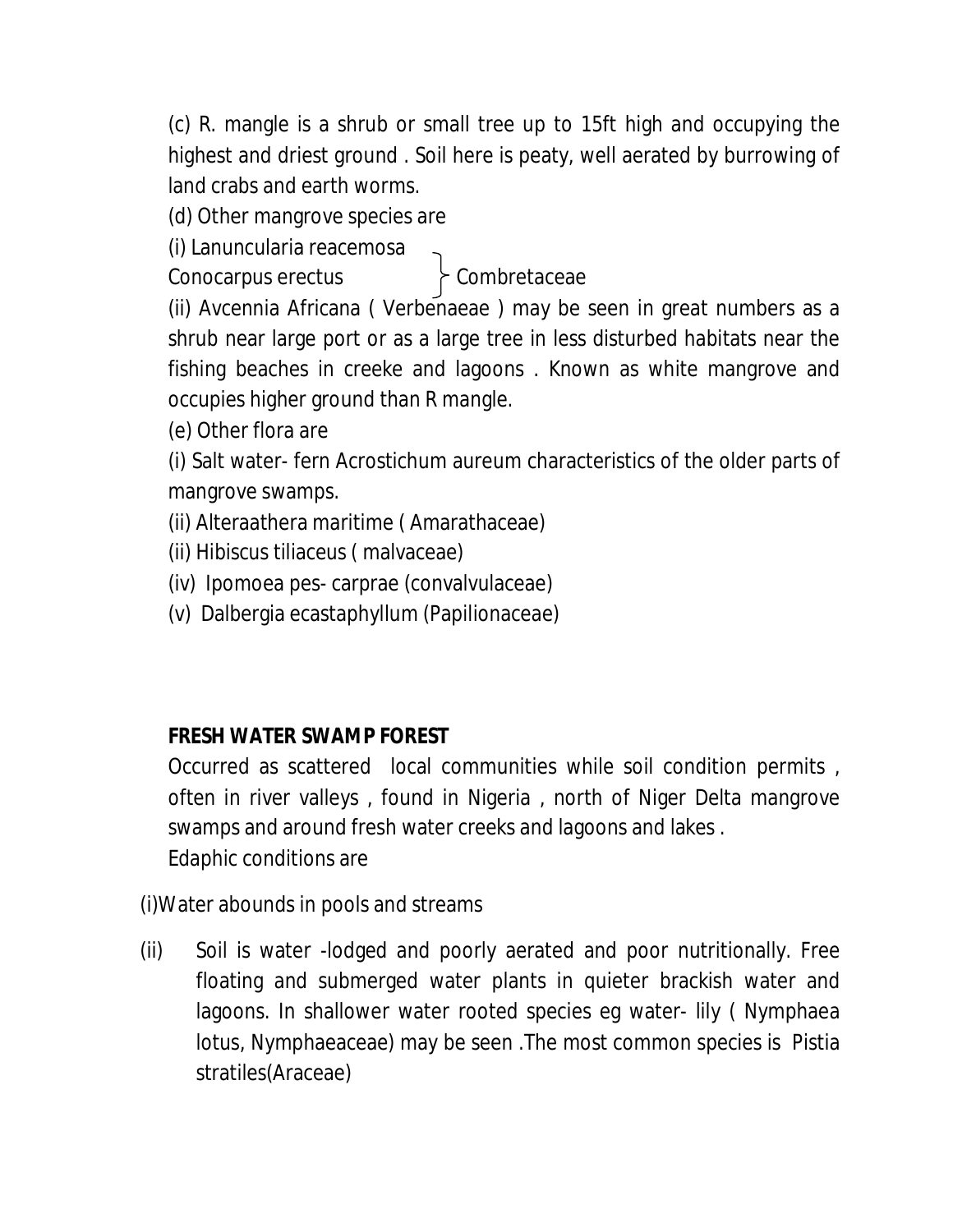(c) R. mangle is a shrub or small tree up to 15ft high and occupying the highest and driest ground . Soil here is peaty, well aerated by burrowing of land crabs and earth worms.

(d) Other mangrove species are

(i) Lanuncularia reacemosa
Conocarpus erectus } Combretaceae

(ii) Avcennia Africana ( Verbenaeae ) may be seen in great numbers as a shrub near large port or as a large tree in less disturbed habitats near the fishing beaches in creeke and lagoons . Known as white mangrove and occupies higher ground than R mangle.

(e) Other flora are

(i) Salt water- fern Acrostichum aureum characteristics of the older parts of mangrove swamps.

(ii) Alteraathera maritime ( Amarathaceae)

(ii) Hibiscus tiliaceus ( malvaceae)

(iv) Ipomoea pes- carprae (convalvulaceae)

(v) Dalbergia ecastaphyllum (Papilionaceae)

**FRESH WATER SWAMP FOREST**

Occurred as scattered local communities while soil condition permits , often in river valleys , found in Nigeria , north of Niger Delta mangrove swamps and around fresh water creeks and lagoons and lakes .

Edaphic conditions are

(i)Water abounds in pools and streams

(ii) Soil is water -lodged and poorly aerated and poor nutritionally. Free floating and submerged water plants in quieter brackish water and lagoons. In shallower water rooted species eg water- lily ( Nymphaea lotus, Nymphaeaceae) may be seen .The most common species is Pistia stratiles(Araceae)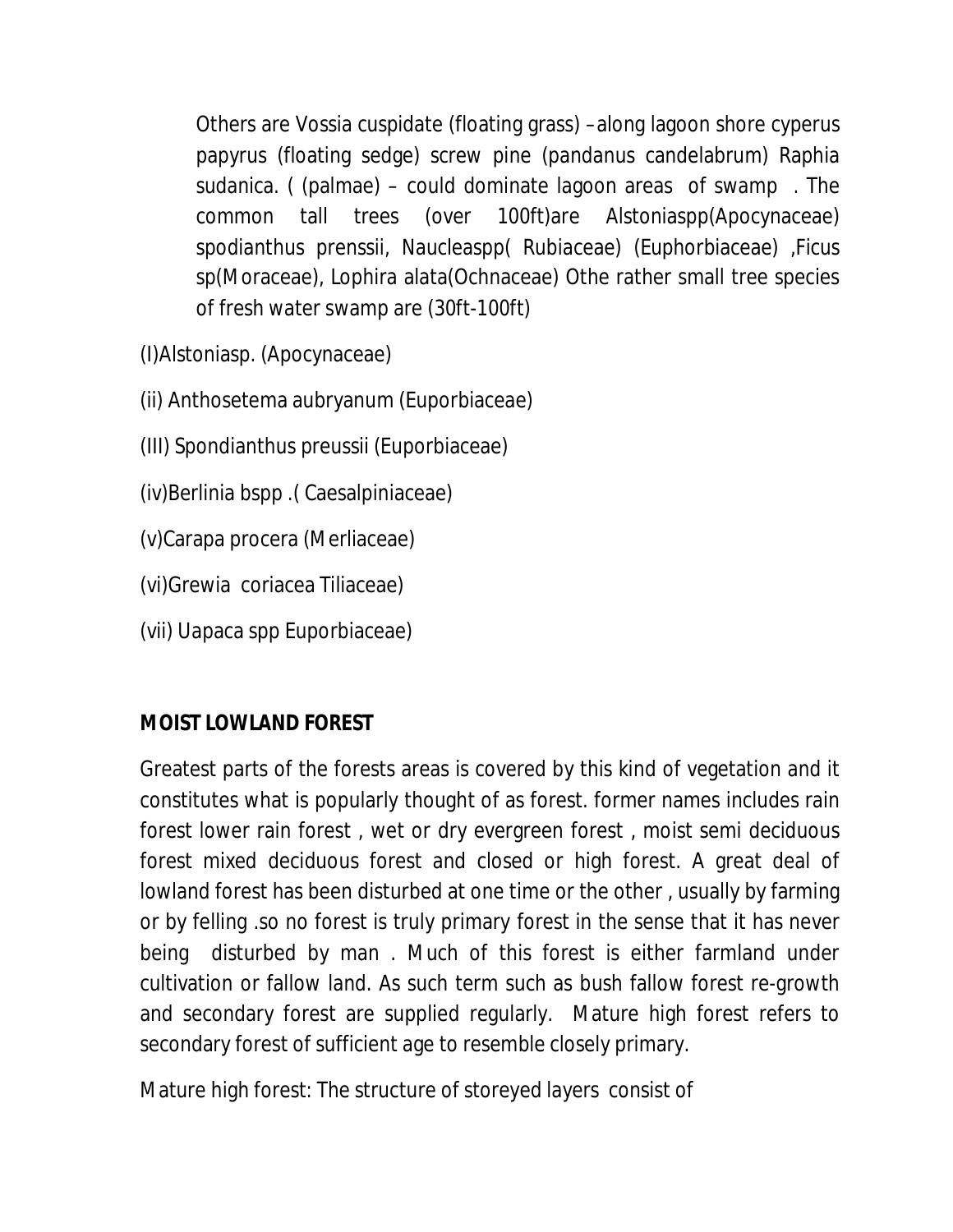Others are Vossia cuspidate (floating grass) –along lagoon shore cyperus papyrus (floating sedge) screw pine (pandanus candelabrum) Raphia sudanica. ( (palmae) – could dominate lagoon areas of swamp . The common tall trees (over 100ft)are Alstoniaspp(Apocynaceae) spodianthus prenssii, Naucleaspp( Rubiaceae) (Euphorbiaceae) ,Ficus sp(Moraceae), Lophira alata(Ochnaceae) Othe rather small tree species of fresh water swamp are (30ft-100ft)

(I)Alstoniasp. (Apocynaceae)

(ii) Anthosetema aubryanum (Euporbiaceae)

(III) Spondianthus preussii (Euporbiaceae)

(iv)Berlinia bspp .( Caesalpiniaceae)

(v)Carapa procera (Merliaceae)

(vi)Grewia coriacea Tiliaceae)

(vii) Uapaca spp Euporbiaceae)

**MOIST LOWLAND FOREST**

Greatest parts of the forests areas is covered by this kind of vegetation and it constitutes what is popularly thought of as forest. former names includes rain forest lower rain forest , wet or dry evergreen forest , moist semi deciduous forest mixed deciduous forest and closed or high forest. A great deal of lowland forest has been disturbed at one time or the other , usually by farming or by felling .so no forest is truly primary forest in the sense that it has never being disturbed by man . Much of this forest is either farmland under cultivation or fallow land. As such term such as bush fallow forest re-growth and secondary forest are supplied regularly. Mature high forest refers to secondary forest of sufficient age to resemble closely primary.

Mature high forest: The structure of storeyed layers consist of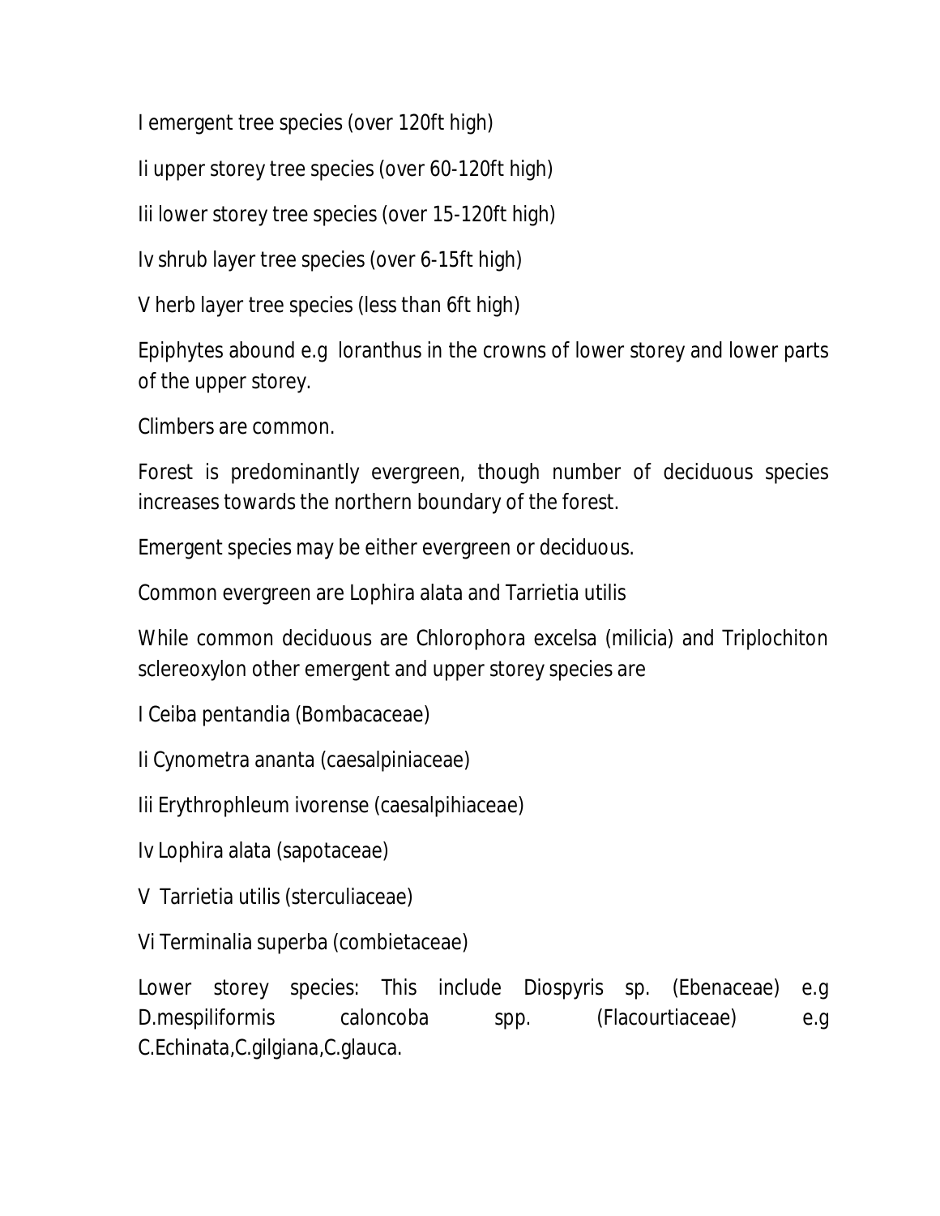I emergent tree species (over 120ft high)

Ii upper storey tree species (over 60-120ft high)

Iii lower storey tree species (over 15-120ft high)

Iv shrub layer tree species (over 6-15ft high)

V herb layer tree species (less than 6ft high)

Epiphytes abound e.g loranthus in the crowns of lower storey and lower parts of the upper storey.

Climbers are common.

Forest is predominantly evergreen, though number of deciduous species increases towards the northern boundary of the forest.

Emergent species may be either evergreen or deciduous.

Common evergreen are Lophira alata and Tarrietia utilis

While common deciduous are Chlorophora excelsa (milicia) and Triplochiton sclereoxylon other emergent and upper storey species are

I Ceiba pentandia (Bombacaceae)

Ii Cynometra ananta (caesalpiniaceae)

Iii Erythrophleum ivorense (caesalpihiaceae)

Iv Lophira alata (sapotaceae)

V Tarrietia utilis (sterculiaceae)

Vi Terminalia superba (combietaceae)

Lower storey species: This include Diospyris sp. (Ebenaceae) e.g D.mespiliformis caloncoba spp. (Flacourtiaceae) e.g C.Echinata,C.gilgiana,C.glauca.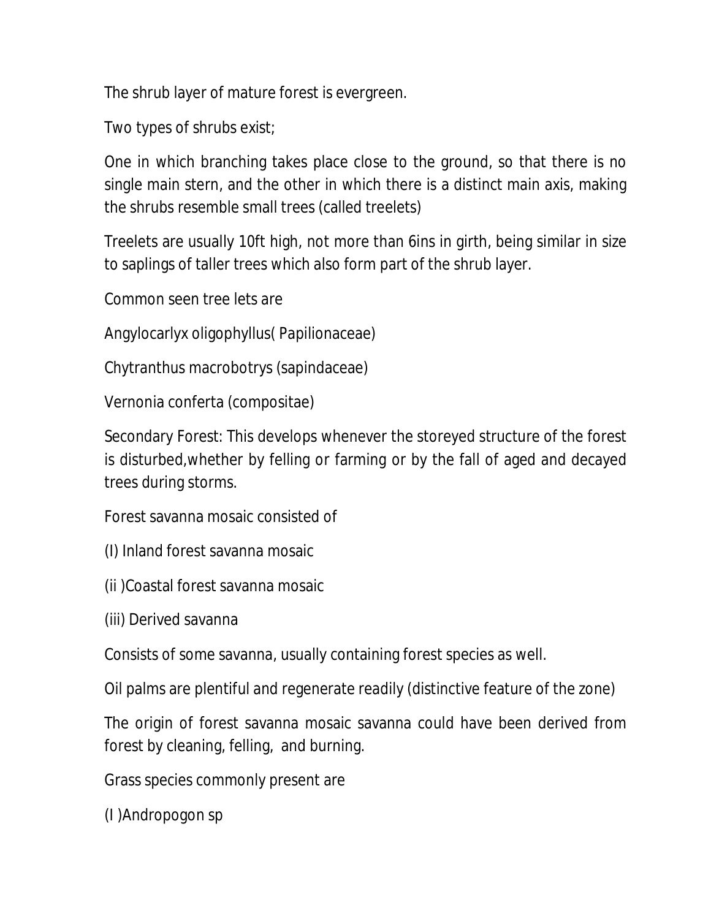The shrub layer of mature forest is evergreen.

Two types of shrubs exist;

One in which branching takes place close to the ground, so that there is no single main stern, and the other in which there is a distinct main axis, making the shrubs resemble small trees (called treelets)

Treelets are usually 10ft high, not more than 6ins in girth, being similar in size to saplings of taller trees which also form part of the shrub layer.

Common seen tree lets are

Angylocarlyx oligophyllus( Papilionaceae)

Chytranthus macrobotrys (sapindaceae)

Vernonia conferta (compositae)

Secondary Forest: This develops whenever the storeyed structure of the forest is disturbed,whether by felling or farming or by the fall of aged and decayed trees during storms.

Forest savanna mosaic consisted of

(I) Inland forest savanna mosaic

(ii )Coastal forest savanna mosaic

(iii) Derived savanna

Consists of some savanna, usually containing forest species as well.

Oil palms are plentiful and regenerate readily (distinctive feature of the zone)

The origin of forest savanna mosaic savanna could have been derived from forest by cleaning, felling, and burning.

Grass species commonly present are

(I )Andropogon sp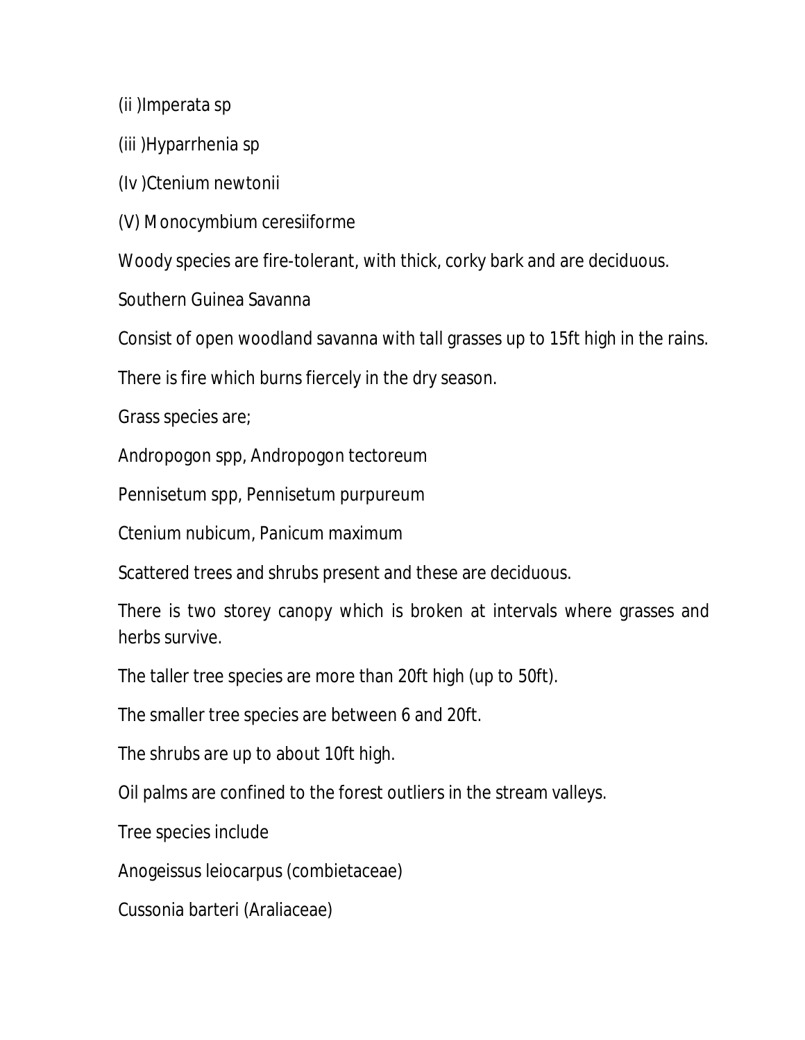(ii )Imperata sp

(iii )Hyparrhenia sp

(Iv )Ctenium newtonii

(V) Monocymbium ceresiiforme

Woody species are fire-tolerant, with thick, corky bark and are deciduous.

Southern Guinea Savanna

Consist of open woodland savanna with tall grasses up to 15ft high in the rains.

There is fire which burns fiercely in the dry season.

Grass species are;

Andropogon spp, Andropogon tectoreum

Pennisetum spp, Pennisetum purpureum

Ctenium nubicum, Panicum maximum

Scattered trees and shrubs present and these are deciduous.

There is two storey canopy which is broken at intervals where grasses and herbs survive.

The taller tree species are more than 20ft high (up to 50ft).

The smaller tree species are between 6 and 20ft.

The shrubs are up to about 10ft high.

Oil palms are confined to the forest outliers in the stream valleys.

Tree species include

Anogeissus leiocarpus (combietaceae)

Cussonia barteri (Araliaceae)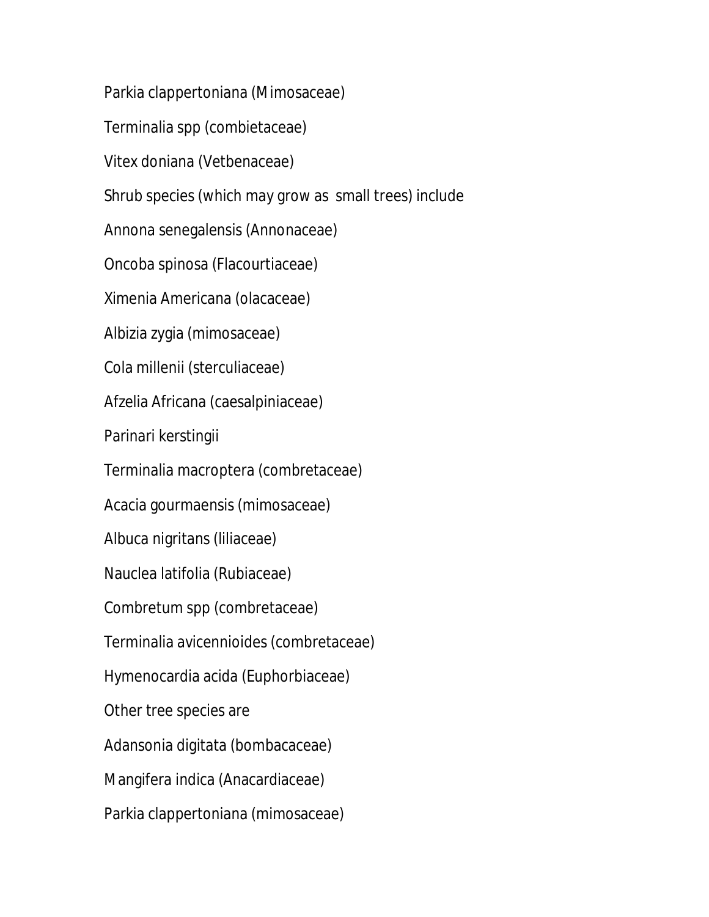Parkia clappertoniana (Mimosaceae)

Terminalia spp (combietaceae)

Vitex doniana (Vetbenaceae)

Shrub species (which may grow as small trees) include

Annona senegalensis (Annonaceae)

Oncoba spinosa (Flacourtiaceae)

Ximenia Americana (olacaceae)

Albizia zygia (mimosaceae)

Cola millenii (sterculiaceae)

Afzelia Africana (caesalpiniaceae)

Parinari kerstingii

Terminalia macroptera (combretaceae)

Acacia gourmaensis (mimosaceae)

Albuca nigritans (liliaceae)

Nauclea latifolia (Rubiaceae)

Combretum spp (combretaceae)

Terminalia avicennioides (combretaceae)

Hymenocardia acida (Euphorbiaceae)

Other tree species are

Adansonia digitata (bombacaceae)

Mangifera indica (Anacardiaceae)

Parkia clappertoniana (mimosaceae)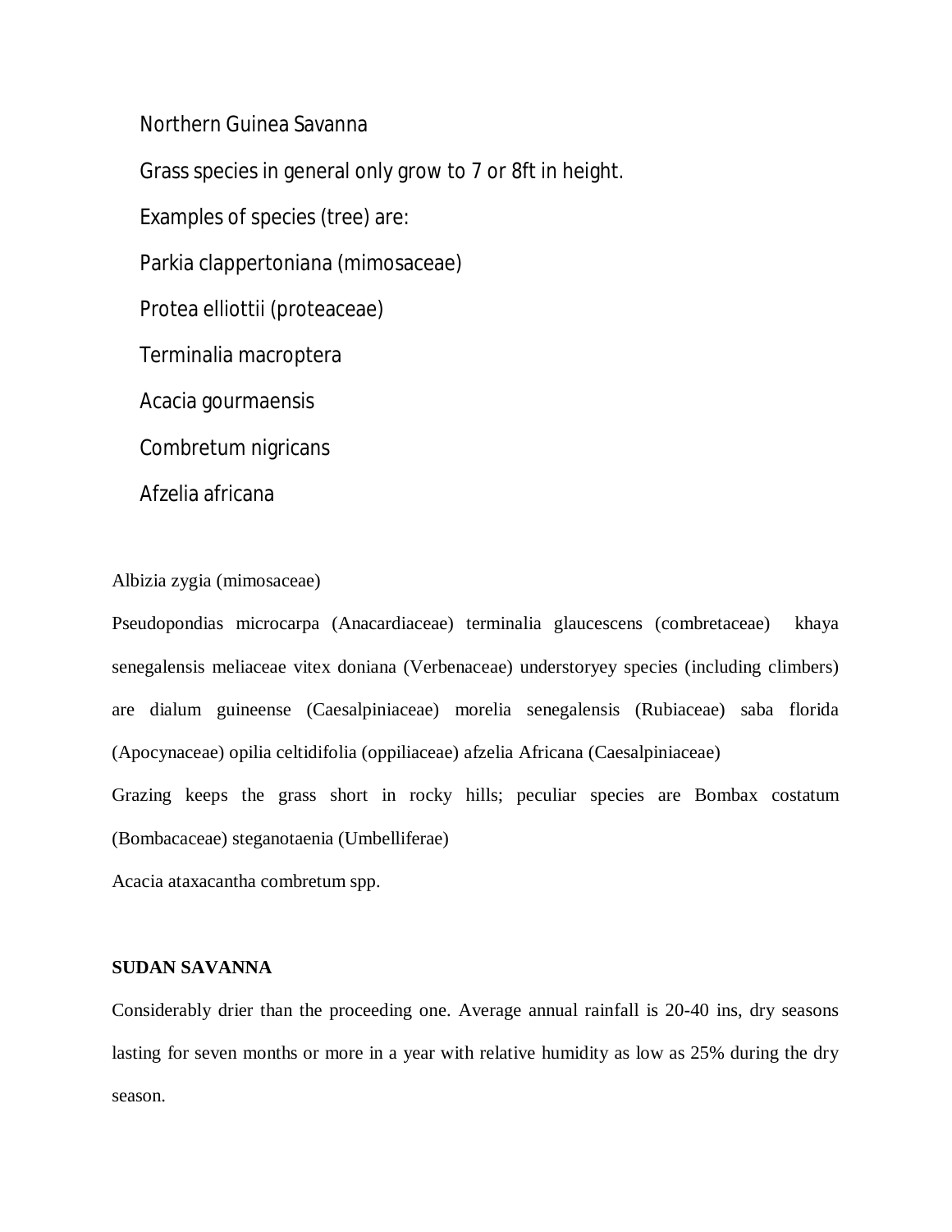Northern Guinea Savanna

Grass species in general only grow to 7 or 8ft in height.

Examples of species (tree) are:

Parkia clappertoniana (mimosaceae)

Protea elliottii (proteaceae)

Terminalia macroptera

Acacia gourmaensis

Combretum nigricans

Afzelia africana

Albizia zygia (mimosaceae)

Pseudopondias microcarpa (Anacardiaceae) terminalia glaucescens (combretaceae) khaya senegalensis meliaceae vitex doniana (Verbenaceae) understoryey species (including climbers) are dialum guineense (Caesalpiniaceae) morelia senegalensis (Rubiaceae) saba florida (Apocynaceae) opilia celtidifolia (oppiliaceae) afzelia Africana (Caesalpiniaceae)

Grazing keeps the grass short in rocky hills; peculiar species are Bombax costatum (Bombacaceae) steganotaenia (Umbelliferae)

Acacia ataxacantha combretum spp.

**SUDAN SAVANNA**

Considerably drier than the proceeding one. Average annual rainfall is 20-40 ins, dry seasons lasting for seven months or more in a year with relative humidity as low as 25% during the dry season.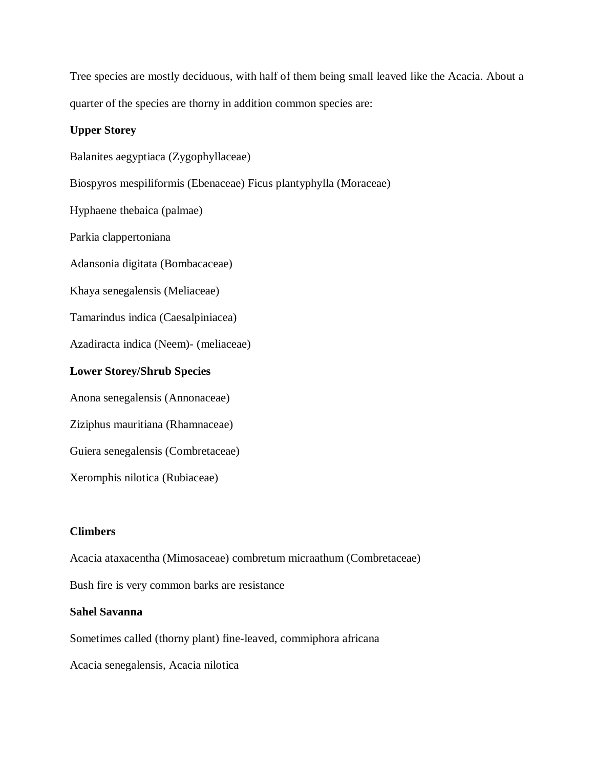Tree species are mostly deciduous, with half of them being small leaved like the Acacia. About a quarter of the species are thorny in addition common species are:

**Upper Storey**

Balanites aegyptiaca (Zygophyllaceae)

Biospyros mespiliformis (Ebenaceae) Ficus plantyphylla (Moraceae)

Hyphaene thebaica (palmae)

Parkia clappertoniana

Adansonia digitata (Bombacaceae)

Khaya senegalensis (Meliaceae)

Tamarindus indica (Caesalpiniacea)

Azadiracta indica (Neem)- (meliaceae)

**Lower Storey/Shrub Species**

Anona senegalensis (Annonaceae)

Ziziphus mauritiana (Rhamnaceae)

Guiera senegalensis (Combretaceae)

Xeromphis nilotica (Rubiaceae)

**Climbers**

Acacia ataxacentha (Mimosaceae) combretum micraathum (Combretaceae)

Bush fire is very common barks are resistance

**Sahel Savanna**

Sometimes called (thorny plant) fine-leaved, commiphora africana

Acacia senegalensis, Acacia nilotica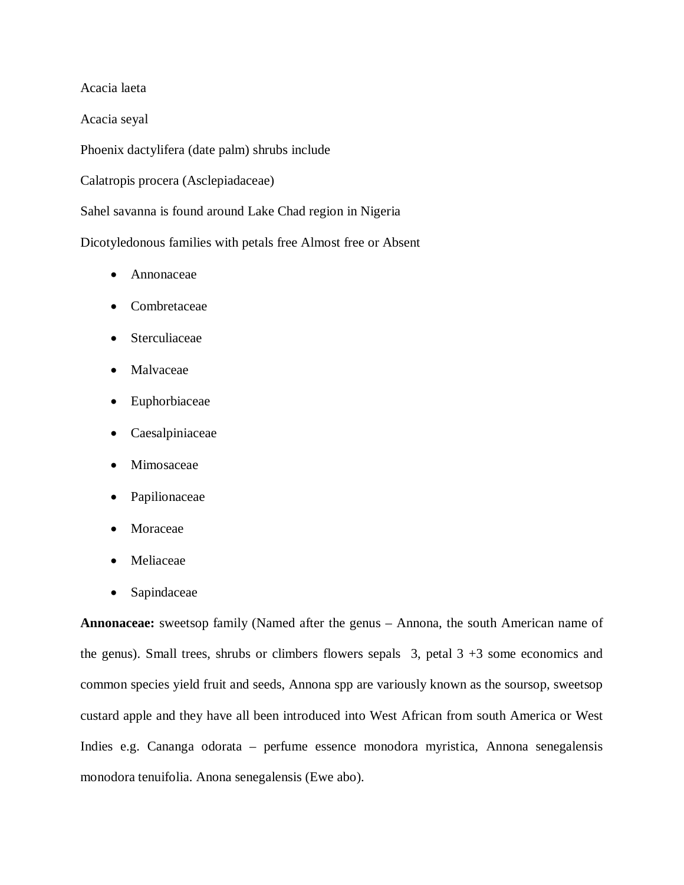Acacia laeta

Acacia seyal

Phoenix dactylifera (date palm) shrubs include

Calatropis procera (Asclepiadaceae)

Sahel savanna is found around Lake Chad region in Nigeria

Dicotyledonous families with petals free Almost free or Absent

- Annonaceae
- Combretaceae
- Sterculiaceae
- Malvaceae
- Euphorbiaceae
- Caesalpiniaceae
- Mimosaceae
- Papilionaceae
- Moraceae
- Meliaceae
- Sapindaceae

**Annonaceae:** sweetsop family (Named after the genus – Annona, the south American name of the genus). Small trees, shrubs or climbers flowers sepals 3, petal 3 +3 some economics and common species yield fruit and seeds, Annona spp are variously known as the soursop, sweetsop custard apple and they have all been introduced into West African from south America or West Indies e.g. Cananga odorata – perfume essence monodora myristica, Annona senegalensis monodora tenuifolia. Anona senegalensis (Ewe abo).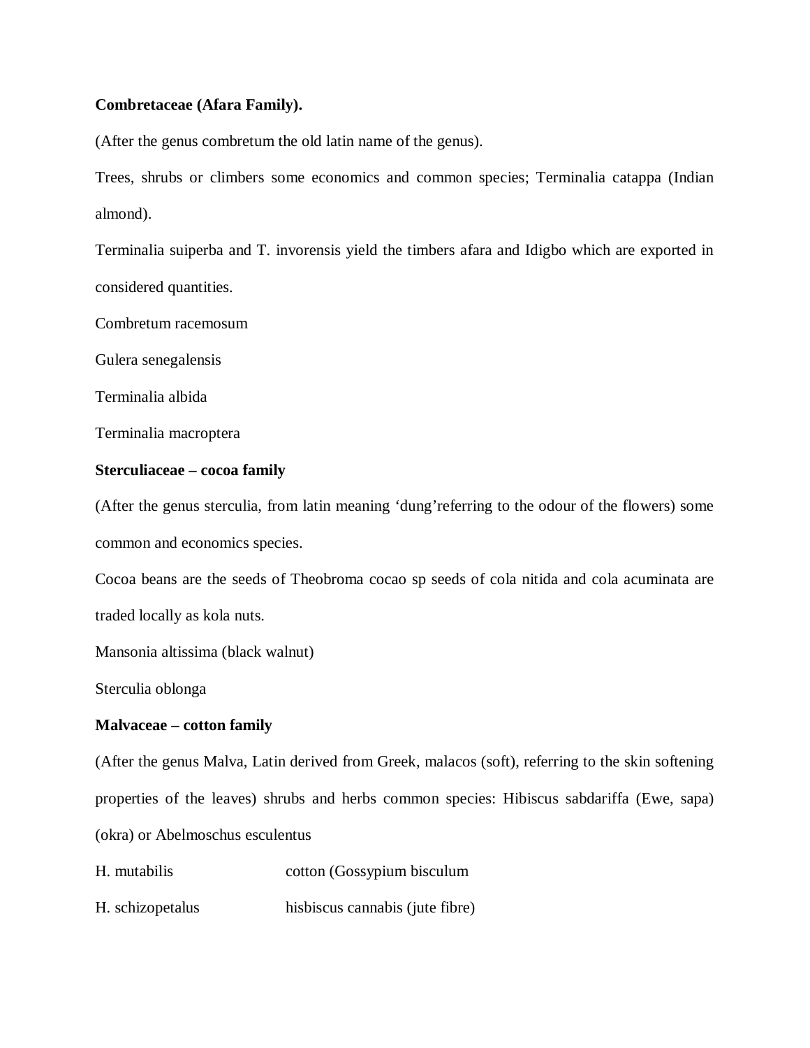**Combretaceae (Afara Family).**

(After the genus combretum the old latin name of the genus).

Trees, shrubs or climbers some economics and common species; Terminalia catappa (Indian almond).

Terminalia suiperba and T. invorensis yield the timbers afara and Idigbo which are exported in considered quantities.

Combretum racemosum

Gulera senegalensis

Terminalia albida

Terminalia macroptera

**Sterculiaceae – cocoa family**

(After the genus sterculia, from latin meaning 'dung'referring to the odour of the flowers) some common and economics species.

Cocoa beans are the seeds of Theobroma cocao sp seeds of cola nitida and cola acuminata are traded locally as kola nuts.

Mansonia altissima (black walnut)

Sterculia oblonga

**Malvaceae – cotton family**

(After the genus Malva, Latin derived from Greek, malacos (soft), referring to the skin softening properties of the leaves) shrubs and herbs common species: Hibiscus sabdariffa (Ewe, sapa) (okra) or Abelmoschus esculentus

H. mutabilis cotton (Gossypium bisculum

H. schizopetalus hisbiscus cannabis (jute fibre)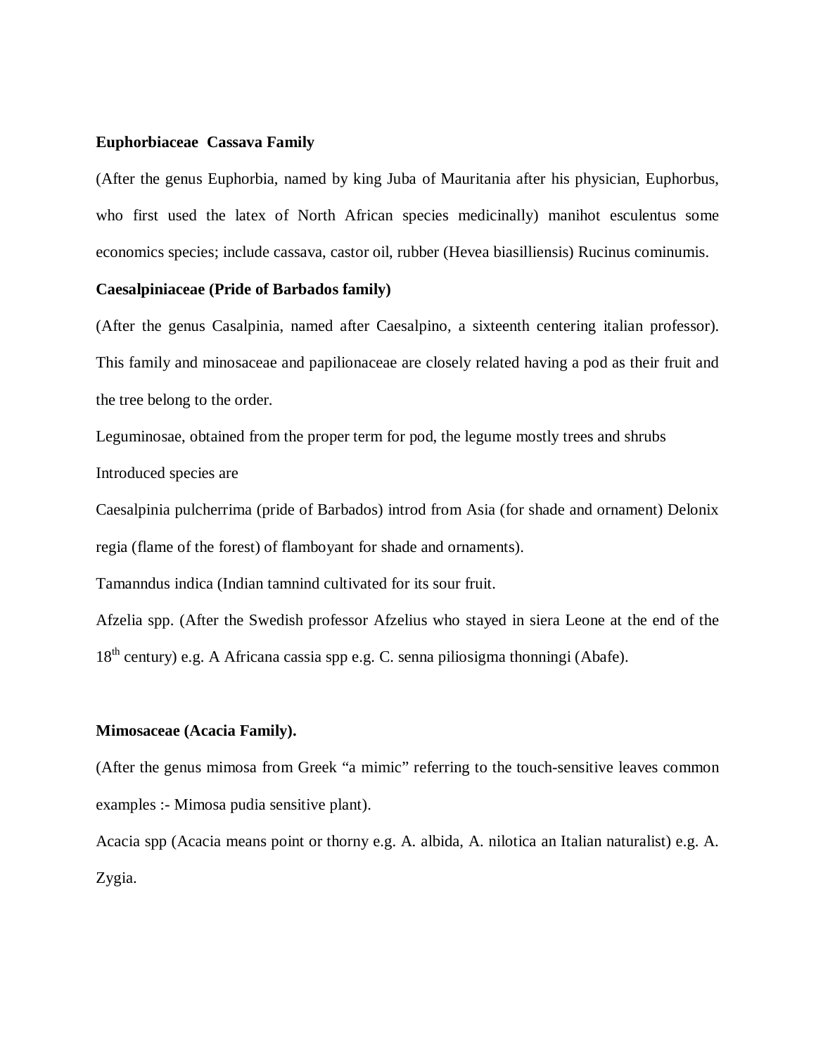**Euphorbiaceae  Cassava Family**

(After the genus Euphorbia, named by king Juba of Mauritania after his physician, Euphorbus, who first used the latex of North African species medicinally) manihot esculentus some economics species; include cassava, castor oil, rubber (Hevea biasilliensis) Rucinus cominumis.

**Caesalpiniaceae (Pride of Barbados family)**

(After the genus Casalpinia, named after Caesalpino, a sixteenth centering italian professor). This family and minosaceae and papilionaceae are closely related having a pod as their fruit and the tree belong to the order.

Leguminosae, obtained from the proper term for pod, the legume mostly trees and shrubs

Introduced species are

Caesalpinia pulcherrima (pride of Barbados) introd from Asia (for shade and ornament) Delonix regia (flame of the forest) of flamboyant for shade and ornaments).

Tamanndus indica (Indian tamnind cultivated for its sour fruit.

Afzelia spp. (After the Swedish professor Afzelius who stayed in siera Leone at the end of the 18th century) e.g. A Africana cassia spp e.g. C. senna piliosigma thonningi (Abafe).

**Mimosaceae (Acacia Family).**

(After the genus mimosa from Greek "a mimic" referring to the touch-sensitive leaves common examples :- Mimosa pudia sensitive plant).

Acacia spp (Acacia means point or thorny e.g. A. albida, A. nilotica an Italian naturalist) e.g. A. Zygia.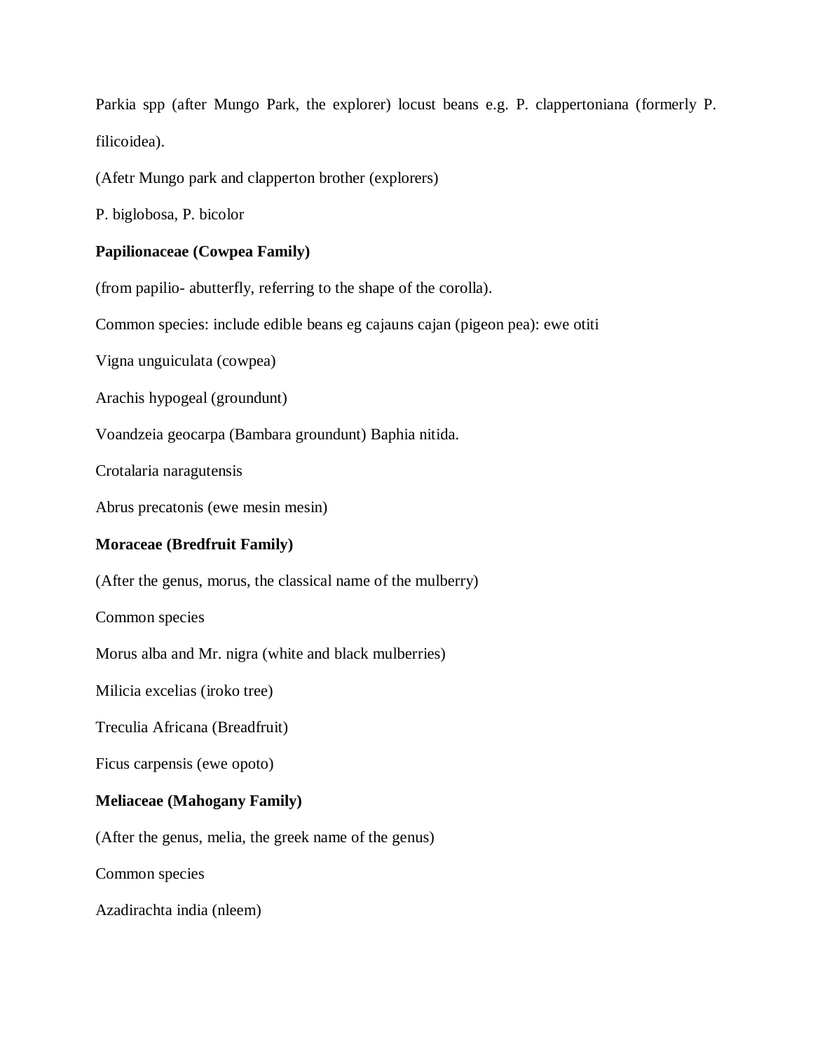Parkia spp (after Mungo Park, the explorer) locust beans e.g. P. clappertoniana (formerly P. filicoidea).

(Afetr Mungo park and clapperton brother (explorers)

P. biglobosa, P. bicolor

**Papilionaceae (Cowpea Family)**

(from papilio- abutterfly, referring to the shape of the corolla).

Common species: include edible beans eg cajauns cajan (pigeon pea): ewe otiti

Vigna unguiculata (cowpea)

Arachis hypogeal (groundunt)

Voandzeia geocarpa (Bambara groundunt) Baphia nitida.

Crotalaria naragutensis

Abrus precatonis (ewe mesin mesin)

**Moraceae (Bredfruit Family)**

(After the genus, morus, the classical name of the mulberry)

Common species

Morus alba and Mr. nigra (white and black mulberries)

Milicia excelias (iroko tree)

Treculia Africana (Breadfruit)

Ficus carpensis (ewe opoto)

**Meliaceae (Mahogany Family)**

(After the genus, melia, the greek name of the genus)

Common species

Azadirachta india (nleem)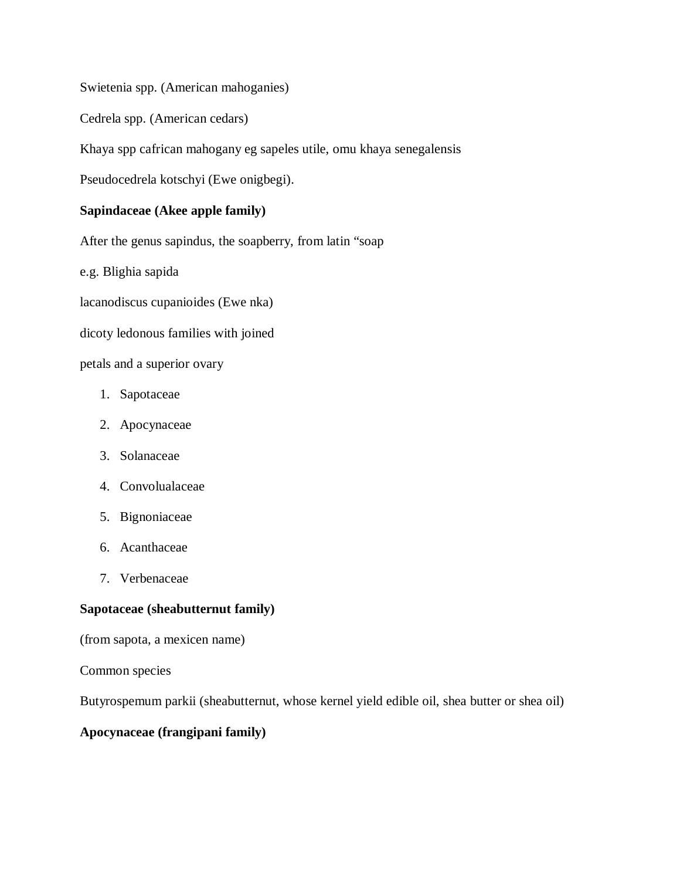Swietenia spp. (American mahoganies)

Cedrela spp. (American cedars)

Khaya spp cafrican mahogany eg sapeles utile, omu khaya senegalensis

Pseudocedrela kotschyi (Ewe onigbegi).

**Sapindaceae (Akee apple family)**

After the genus sapindus, the soapberry, from latin "soap

e.g. Blighia sapida

lacanodiscus cupanioides (Ewe nka)

dicoty ledonous families with joined

petals and a superior ovary

1. Sapotaceae
2. Apocynaceae
3. Solanaceae
4. Convolualaceae
5. Bignoniaceae
6. Acanthaceae
7. Verbenaceae

**Sapotaceae (sheabutternut family)**

(from sapota, a mexicen name)

Common species

Butyrospemum parkii (sheabutternut, whose kernel yield edible oil, shea butter or shea oil)

**Apocynaceae (frangipani family)**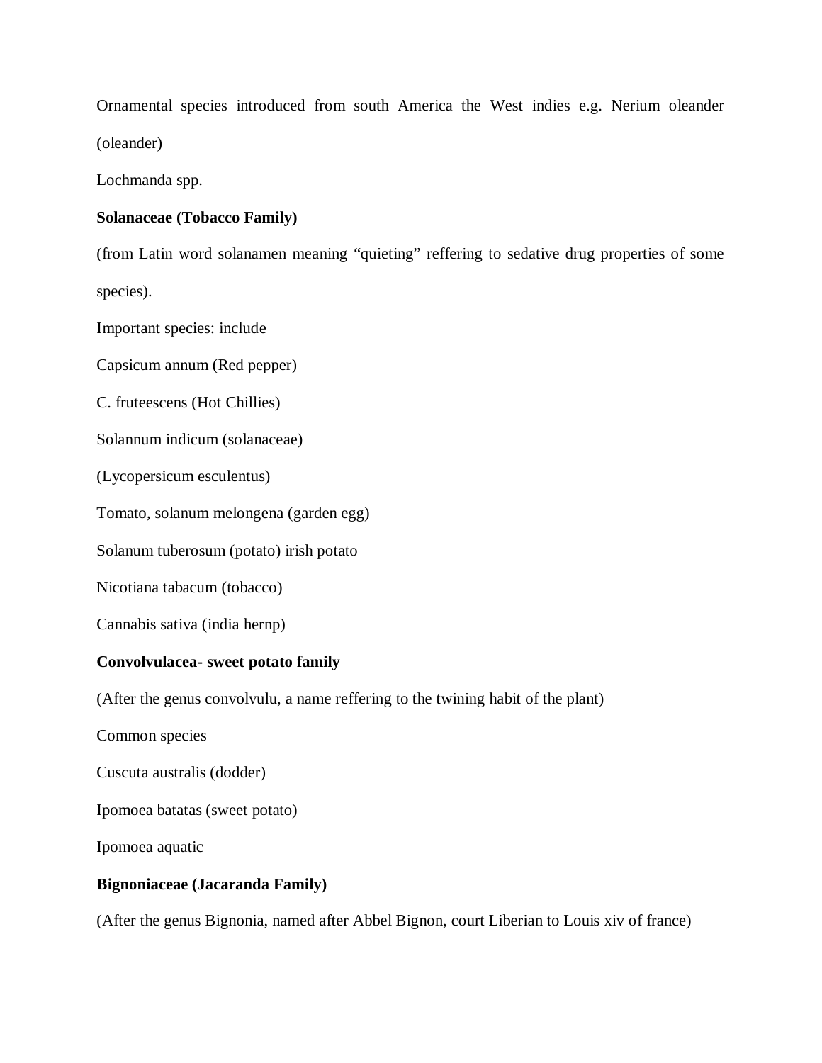Ornamental species introduced from south America the West indies e.g. Nerium oleander (oleander)

Lochmanda spp.

**Solanaceae (Tobacco Family)**

(from Latin word solanamen meaning "quieting" reffering to sedative drug properties of some species).

Important species: include

Capsicum annum (Red pepper)

C. fruteescens (Hot Chillies)

Solannum indicum (solanaceae)

(Lycopersicum esculentus)

Tomato, solanum melongena (garden egg)

Solanum tuberosum (potato) irish potato

Nicotiana tabacum (tobacco)

Cannabis sativa (india hernp)

**Convolvulacea- sweet potato family**

(After the genus convolvulu, a name reffering to the twining habit of the plant)

Common species

Cuscuta australis (dodder)

Ipomoea batatas (sweet potato)

Ipomoea aquatic

**Bignoniaceae (Jacaranda Family)**

(After the genus Bignonia, named after Abbel Bignon, court Liberian to Louis xiv of france)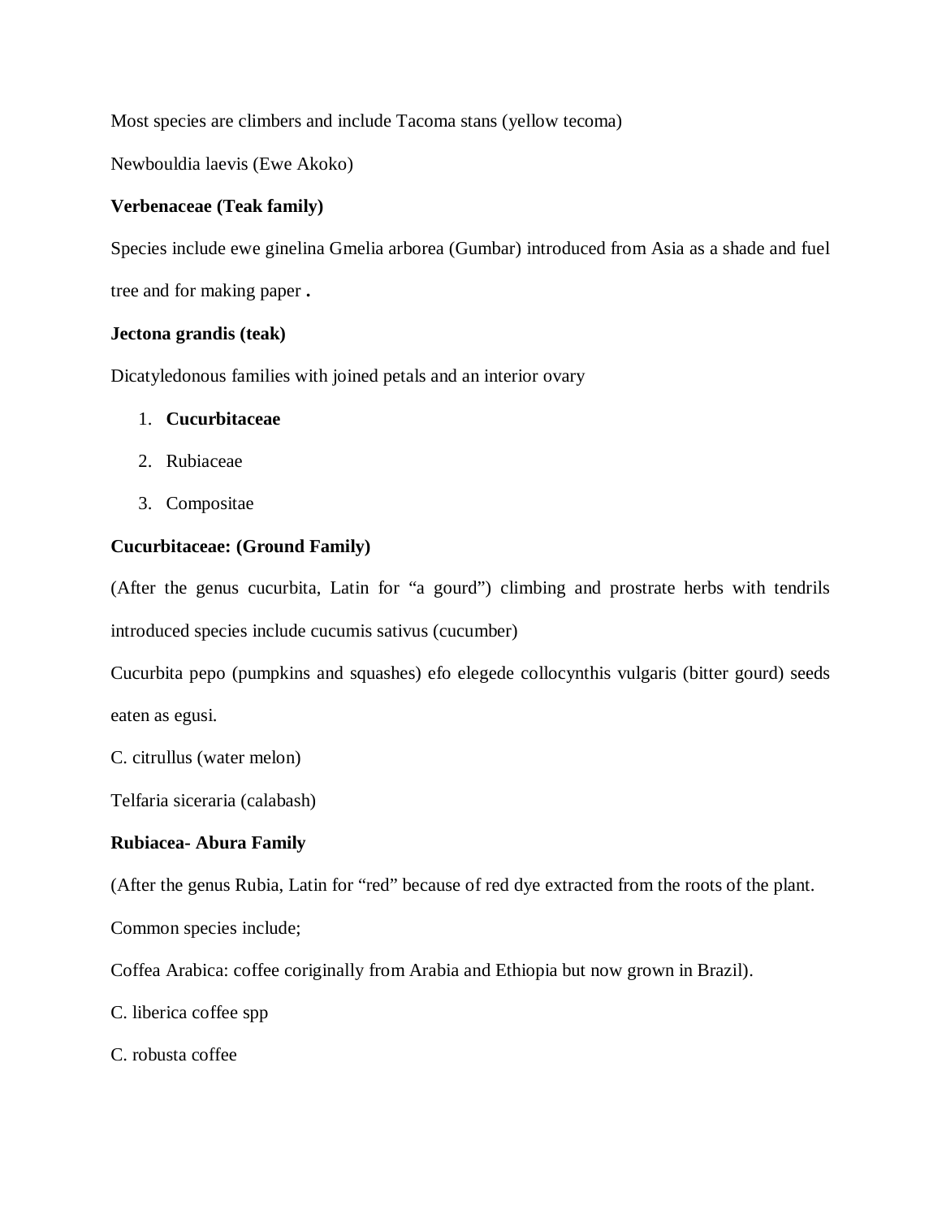Most species are climbers and include Tacoma stans (yellow tecoma)

Newbouldia laevis (Ewe Akoko)

**Verbenaceae (Teak family)**

Species include ewe ginelina Gmelia arborea (Gumbar) introduced from Asia as a shade and fuel tree and for making paper **.**

**Jectona grandis (teak)**

Dicatyledonous families with joined petals and an interior ovary

1. **Cucurbitaceae**
2. Rubiaceae
3. Compositae

**Cucurbitaceae: (Ground Family)**

(After the genus cucurbita, Latin for "a gourd") climbing and prostrate herbs with tendrils introduced species include cucumis sativus (cucumber)

Cucurbita pepo (pumpkins and squashes) efo elegede collocynthis vulgaris (bitter gourd) seeds eaten as egusi.

C. citrullus (water melon)

Telfaria siceraria (calabash)

**Rubiacea- Abura Family**

(After the genus Rubia, Latin for "red" because of red dye extracted from the roots of the plant.

Common species include;

Coffea Arabica: coffee coriginally from Arabia and Ethiopia but now grown in Brazil).

C. liberica coffee spp

C. robusta coffee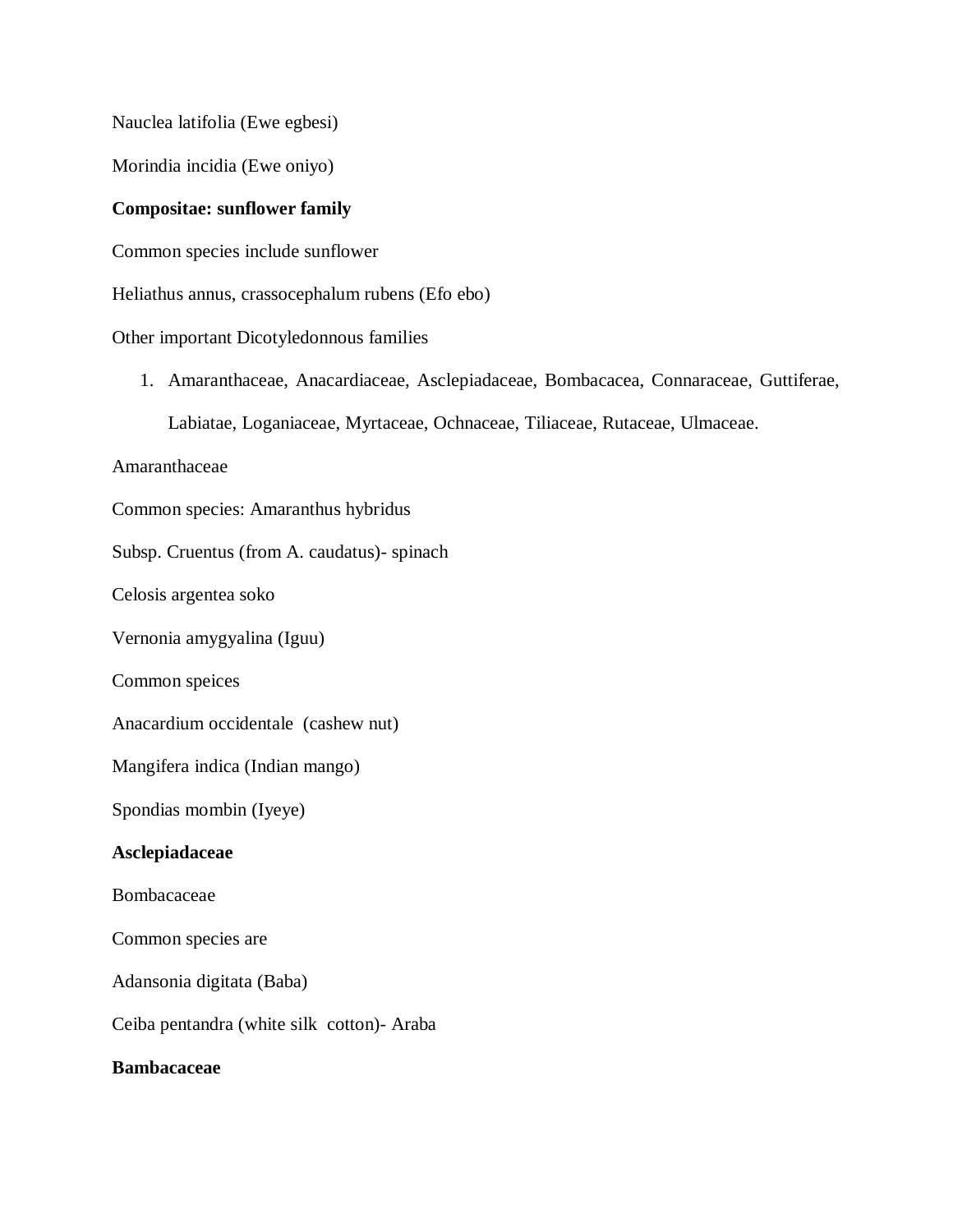Nauclea latifolia (Ewe egbesi)

Morindia incidia (Ewe oniyo)

**Compositae: sunflower family**

Common species include sunflower

Heliathus annus, crassocephalum rubens (Efo ebo)

Other important Dicotyledonnous families

1. Amaranthaceae, Anacardiaceae, Asclepiadaceae, Bombacacea, Connaraceae, Guttiferae, Labiatae, Loganiaceae, Myrtaceae, Ochnaceae, Tiliaceae, Rutaceae, Ulmaceae.

Amaranthaceae

Common species: Amaranthus hybridus

Subsp. Cruentus (from A. caudatus)- spinach

Celosis argentea soko

Vernonia amygyalina (Iguu)

Common speices

Anacardium occidentale (cashew nut)

Mangifera indica (Indian mango)

Spondias mombin (Iyeye)

**Asclepiadaceae**

Bombacaceae

Common species are

Adansonia digitata (Baba)

Ceiba pentandra (white silk cotton)- Araba

**Bambacaceae**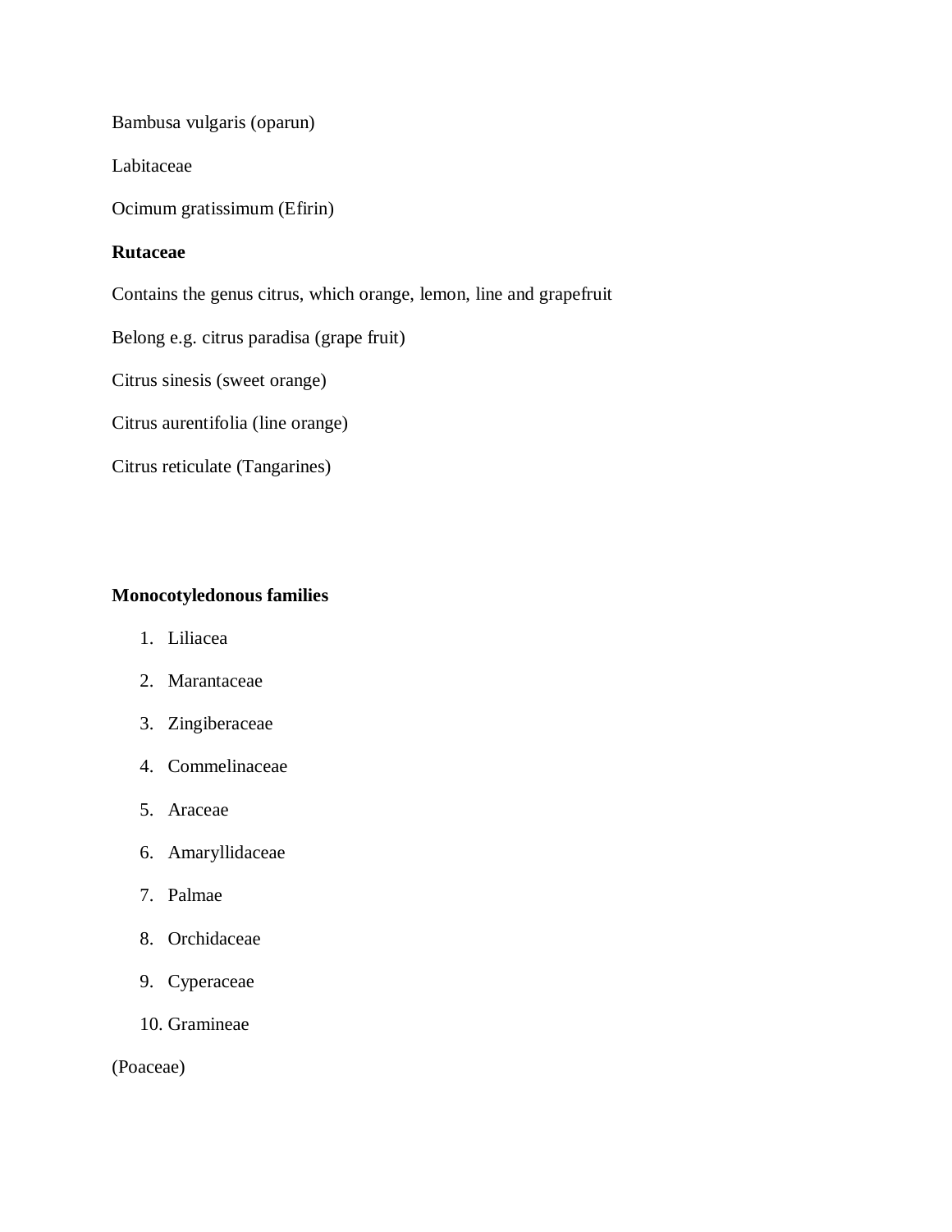Bambusa vulgaris (oparun)

Labitaceae

Ocimum gratissimum (Efirin)

**Rutaceae**

Contains the genus citrus, which orange, lemon, line and grapefruit

Belong e.g. citrus paradisa (grape fruit)

Citrus sinesis (sweet orange)

Citrus aurentifolia (line orange)

Citrus reticulate (Tangarines)

**Monocotyledonous families**

1. Liliacea
2. Marantaceae
3. Zingiberaceae
4. Commelinaceae
5. Araceae
6. Amaryllidaceae
7. Palmae
8. Orchidaceae
9. Cyperaceae
10. Gramineae

(Poaceae)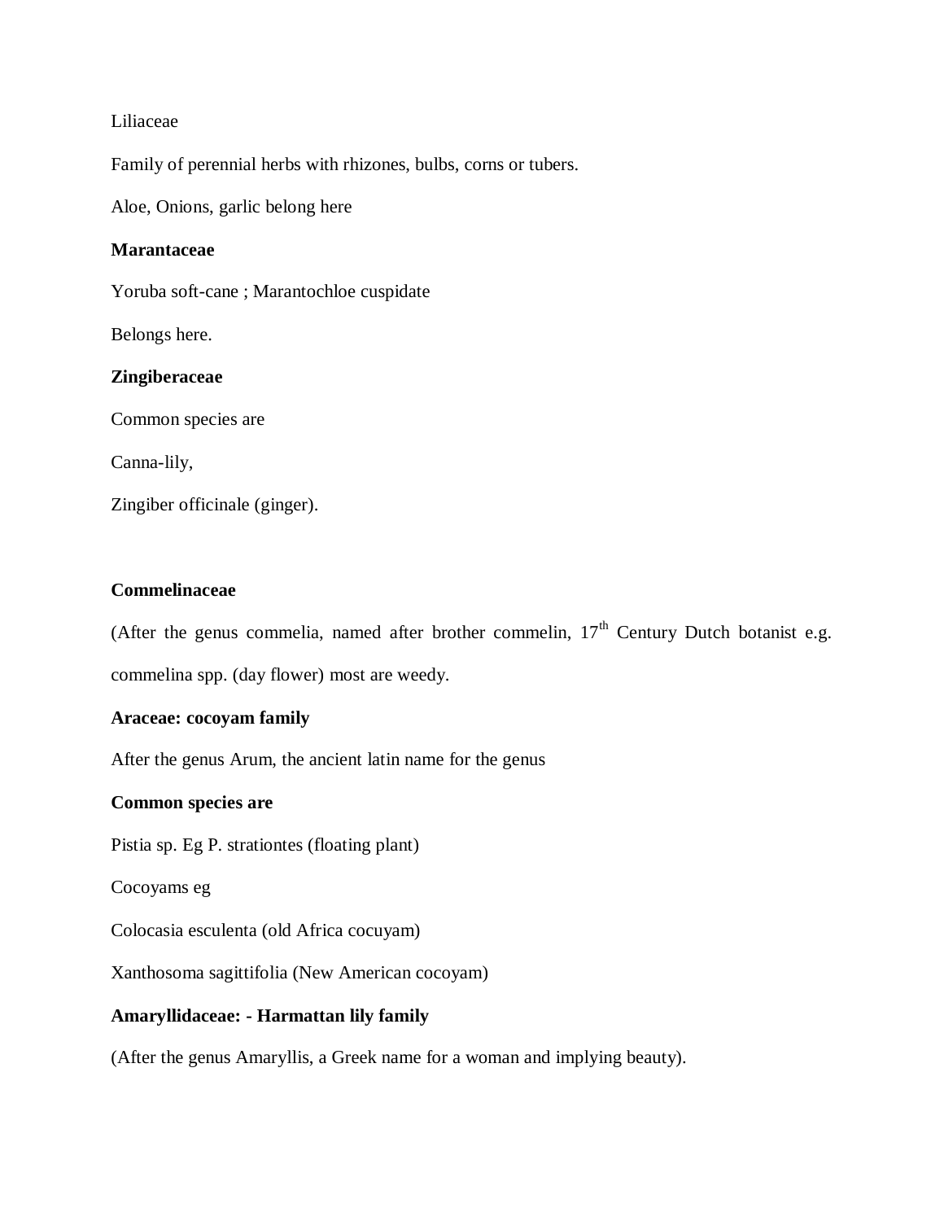Liliaceae

Family of perennial herbs with rhizones, bulbs, corns or tubers.

Aloe, Onions, garlic belong here

**Marantaceae**

Yoruba soft-cane ; Marantochloe cuspidate

Belongs here.

**Zingiberaceae**

Common species are

Canna-lily,

Zingiber officinale (ginger).

**Commelinaceae**

(After the genus commelia, named after brother commelin, 17th Century Dutch botanist e.g. commelina spp. (day flower) most are weedy.

**Araceae: cocoyam family**

After the genus Arum, the ancient latin name for the genus

**Common species are**

Pistia sp. Eg P. strationtes (floating plant)

Cocoyams eg

Colocasia esculenta (old Africa cocuyam)

Xanthosoma sagittifolia (New American cocoyam)

**Amaryllidaceae: - Harmattan lily family**

(After the genus Amaryllis, a Greek name for a woman and implying beauty).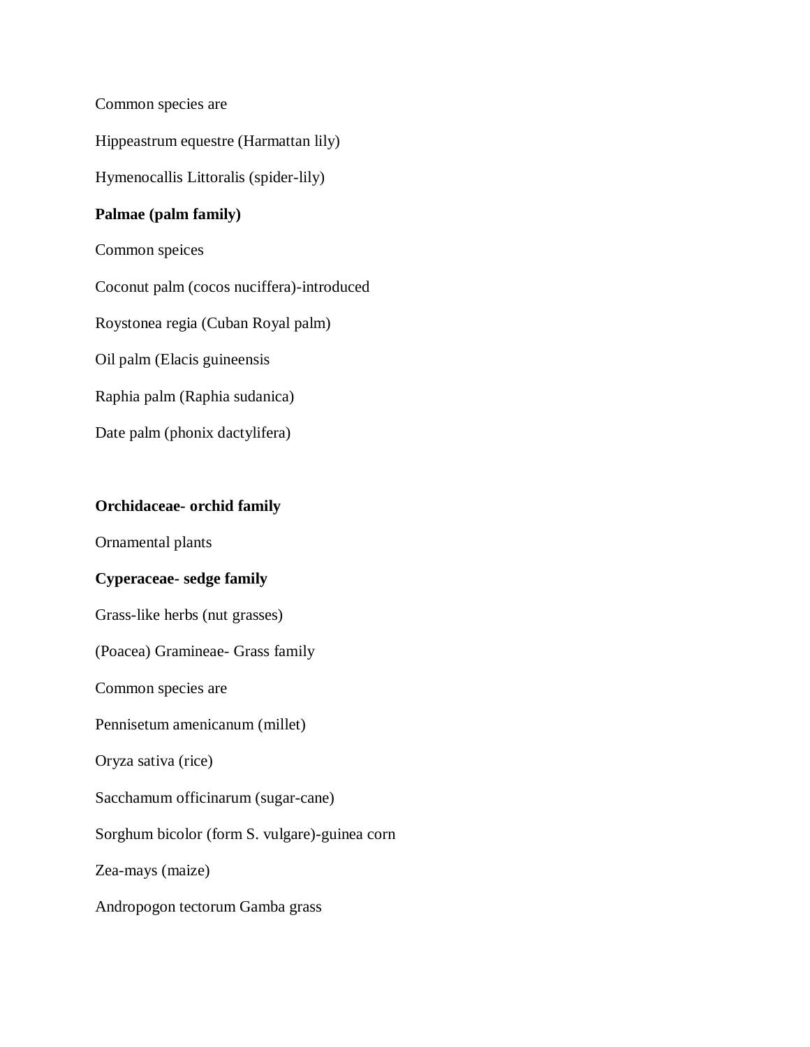Common species are

Hippeastrum equestre (Harmattan lily)

Hymenocallis Littoralis (spider-lily)

**Palmae (palm family)**

Common speices

Coconut palm (cocos nuciffera)-introduced

Roystonea regia (Cuban Royal palm)

Oil palm (Elacis guineensis

Raphia palm (Raphia sudanica)

Date palm (phonix dactylifera)

**Orchidaceae- orchid family**

Ornamental plants

**Cyperaceae- sedge family**

Grass-like herbs (nut grasses)

(Poacea) Gramineae- Grass family

Common species are

Pennisetum amenicanum (millet)

Oryza sativa (rice)

Sacchamum officinarum (sugar-cane)

Sorghum bicolor (form S. vulgare)-guinea corn

Zea-mays (maize)

Andropogon tectorum Gamba grass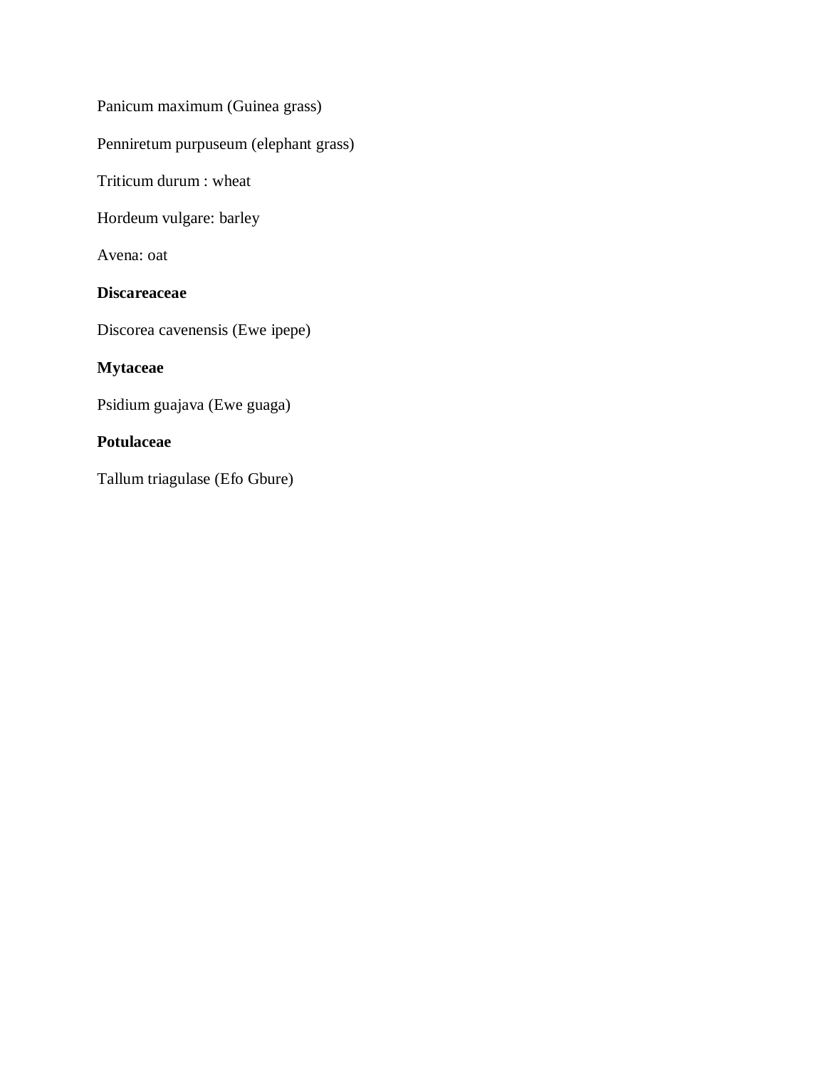Panicum maximum (Guinea grass)

Penniretum purpuseum (elephant grass)

Triticum durum : wheat

Hordeum vulgare: barley

Avena: oat

**Discareaceae**

Discorea cavenensis (Ewe ipepe)

**Mytaceae**

Psidium guajava (Ewe guaga)

**Potulaceae**

Tallum triagulase (Efo Gbure)